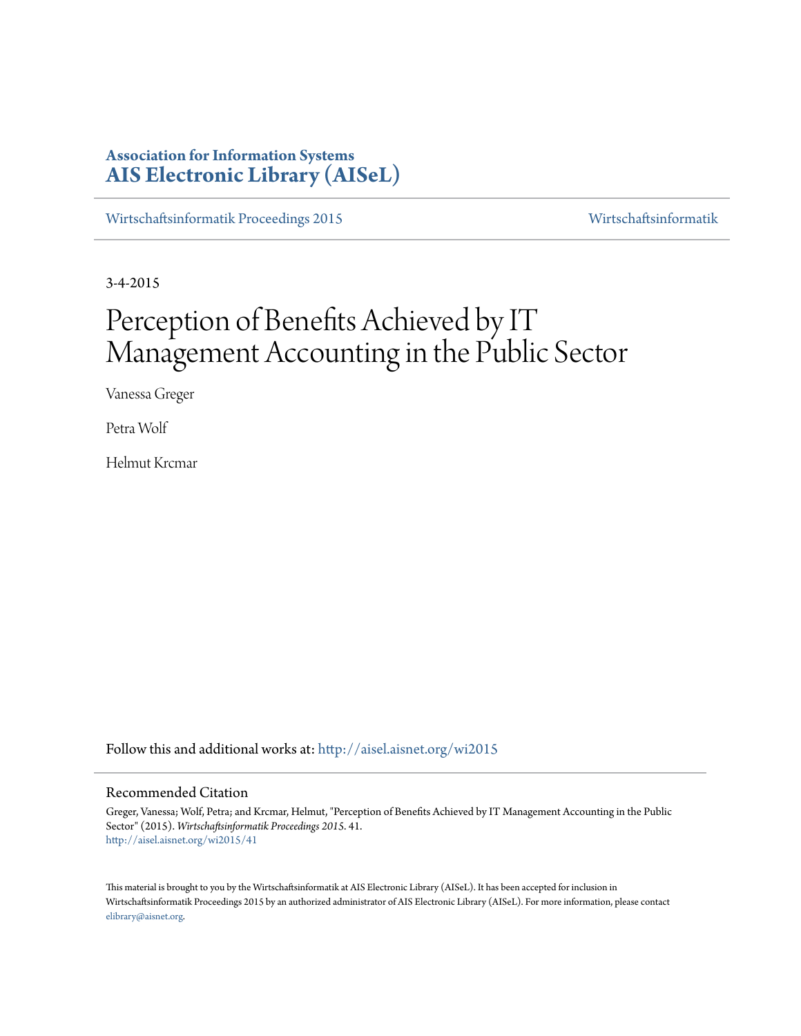**Association for Information Systems**
**AIS Electronic Library (AISeL)**

Wirtschaftsinformatik Proceedings 2015 | Wirtschaftsinformatik

3-4-2015

# Perception of Benefits Achieved by IT Management Accounting in the Public Sector

Vanessa Greger

Petra Wolf

Helmut Krcmar

Follow this and additional works at: http://aisel.aisnet.org/wi2015

## Recommended Citation

Greger, Vanessa; Wolf, Petra; and Krcmar, Helmut, "Perception of Benefits Achieved by IT Management Accounting in the Public Sector" (2015). *Wirtschaftsinformatik Proceedings 2015*. 41.
http://aisel.aisnet.org/wi2015/41

This material is brought to you by the Wirtschaftsinformatik at AIS Electronic Library (AISeL). It has been accepted for inclusion in Wirtschaftsinformatik Proceedings 2015 by an authorized administrator of AIS Electronic Library (AISeL). For more information, please contact elibrary@aisnet.org.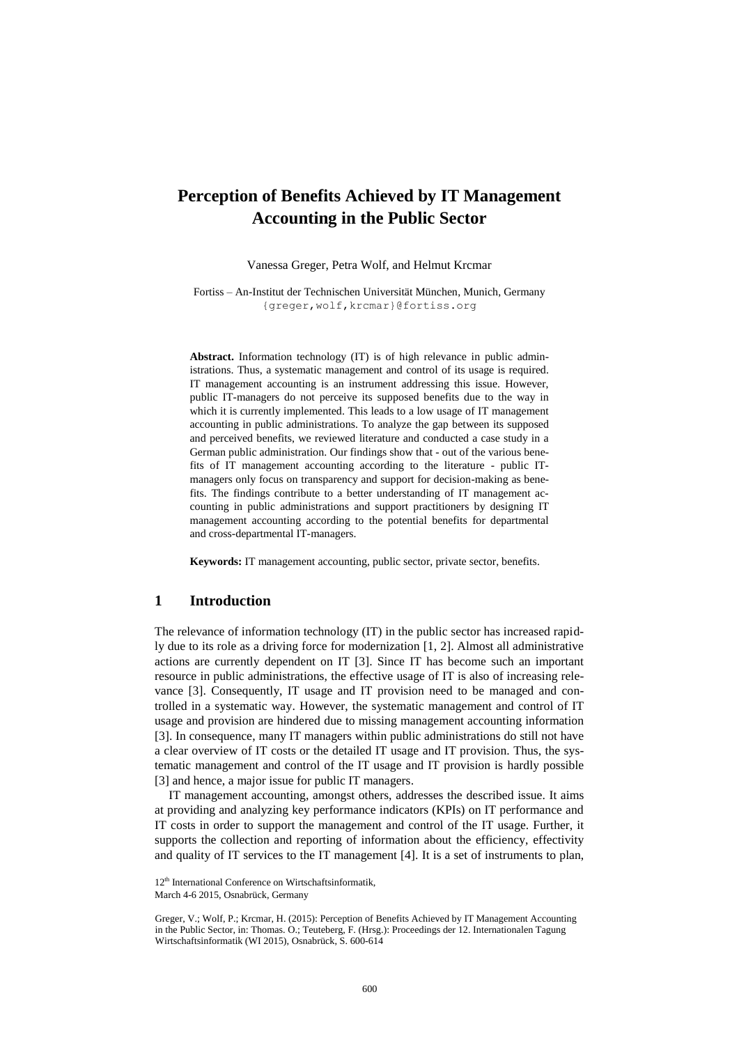# Perception of Benefits Achieved by IT Management Accounting in the Public Sector

Vanessa Greger, Petra Wolf, and Helmut Krcmar

Fortiss – An-Institut der Technischen Universität München, Munich, Germany
{greger,wolf,krcmar}@fortiss.org

**Abstract.** Information technology (IT) is of high relevance in public administrations. Thus, a systematic management and control of its usage is required. IT management accounting is an instrument addressing this issue. However, public IT-managers do not perceive its supposed benefits due to the way in which it is currently implemented. This leads to a low usage of IT management accounting in public administrations. To analyze the gap between its supposed and perceived benefits, we reviewed literature and conducted a case study in a German public administration. Our findings show that - out of the various benefits of IT management accounting according to the literature - public IT-managers only focus on transparency and support for decision-making as benefits. The findings contribute to a better understanding of IT management accounting in public administrations and support practitioners by designing IT management accounting according to the potential benefits for departmental and cross-departmental IT-managers.

**Keywords:** IT management accounting, public sector, private sector, benefits.

## 1 Introduction

The relevance of information technology (IT) in the public sector has increased rapidly due to its role as a driving force for modernization [1, 2]. Almost all administrative actions are currently dependent on IT [3]. Since IT has become such an important resource in public administrations, the effective usage of IT is also of increasing relevance [3]. Consequently, IT usage and IT provision need to be managed and controlled in a systematic way. However, the systematic management and control of IT usage and provision are hindered due to missing management accounting information [3]. In consequence, many IT managers within public administrations do still not have a clear overview of IT costs or the detailed IT usage and IT provision. Thus, the systematic management and control of the IT usage and IT provision is hardly possible [3] and hence, a major issue for public IT managers.

IT management accounting, amongst others, addresses the described issue. It aims at providing and analyzing key performance indicators (KPIs) on IT performance and IT costs in order to support the management and control of the IT usage. Further, it supports the collection and reporting of information about the efficiency, effectivity and quality of IT services to the IT management [4]. It is a set of instruments to plan,

12[th] International Conference on Wirtschaftsinformatik,
March 4-6 2015, Osnabrück, Germany

Greger, V.; Wolf, P.; Krcmar, H. (2015): Perception of Benefits Achieved by IT Management Accounting in the Public Sector, in: Thomas. O.; Teuteberg, F. (Hrsg.): Proceedings der 12. Internationalen Tagung Wirtschaftsinformatik (WI 2015), Osnabrück, S. 600-614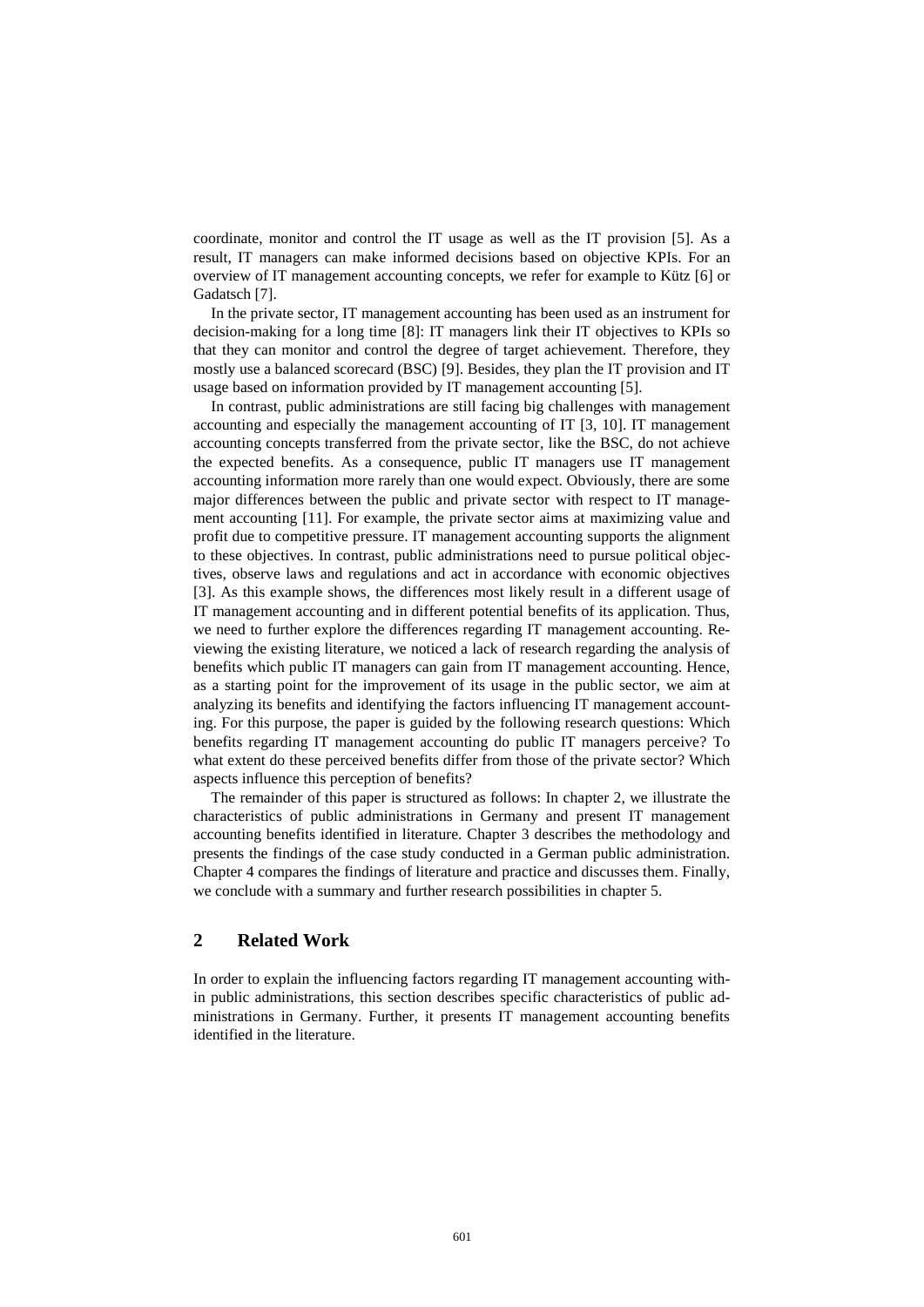coordinate, monitor and control the IT usage as well as the IT provision [5]. As a result, IT managers can make informed decisions based on objective KPIs. For an overview of IT management accounting concepts, we refer for example to Kütz [6] or Gadatsch [7].

In the private sector, IT management accounting has been used as an instrument for decision-making for a long time [8]: IT managers link their IT objectives to KPIs so that they can monitor and control the degree of target achievement. Therefore, they mostly use a balanced scorecard (BSC) [9]. Besides, they plan the IT provision and IT usage based on information provided by IT management accounting [5].

In contrast, public administrations are still facing big challenges with management accounting and especially the management accounting of IT [3, 10]. IT management accounting concepts transferred from the private sector, like the BSC, do not achieve the expected benefits. As a consequence, public IT managers use IT management accounting information more rarely than one would expect. Obviously, there are some major differences between the public and private sector with respect to IT management accounting [11]. For example, the private sector aims at maximizing value and profit due to competitive pressure. IT management accounting supports the alignment to these objectives. In contrast, public administrations need to pursue political objectives, observe laws and regulations and act in accordance with economic objectives [3]. As this example shows, the differences most likely result in a different usage of IT management accounting and in different potential benefits of its application. Thus, we need to further explore the differences regarding IT management accounting. Reviewing the existing literature, we noticed a lack of research regarding the analysis of benefits which public IT managers can gain from IT management accounting. Hence, as a starting point for the improvement of its usage in the public sector, we aim at analyzing its benefits and identifying the factors influencing IT management accounting. For this purpose, the paper is guided by the following research questions: Which benefits regarding IT management accounting do public IT managers perceive? To what extent do these perceived benefits differ from those of the private sector? Which aspects influence this perception of benefits?

The remainder of this paper is structured as follows: In chapter 2, we illustrate the characteristics of public administrations in Germany and present IT management accounting benefits identified in literature. Chapter 3 describes the methodology and presents the findings of the case study conducted in a German public administration. Chapter 4 compares the findings of literature and practice and discusses them. Finally, we conclude with a summary and further research possibilities in chapter 5.

## 2 Related Work

In order to explain the influencing factors regarding IT management accounting within public administrations, this section describes specific characteristics of public administrations in Germany. Further, it presents IT management accounting benefits identified in the literature.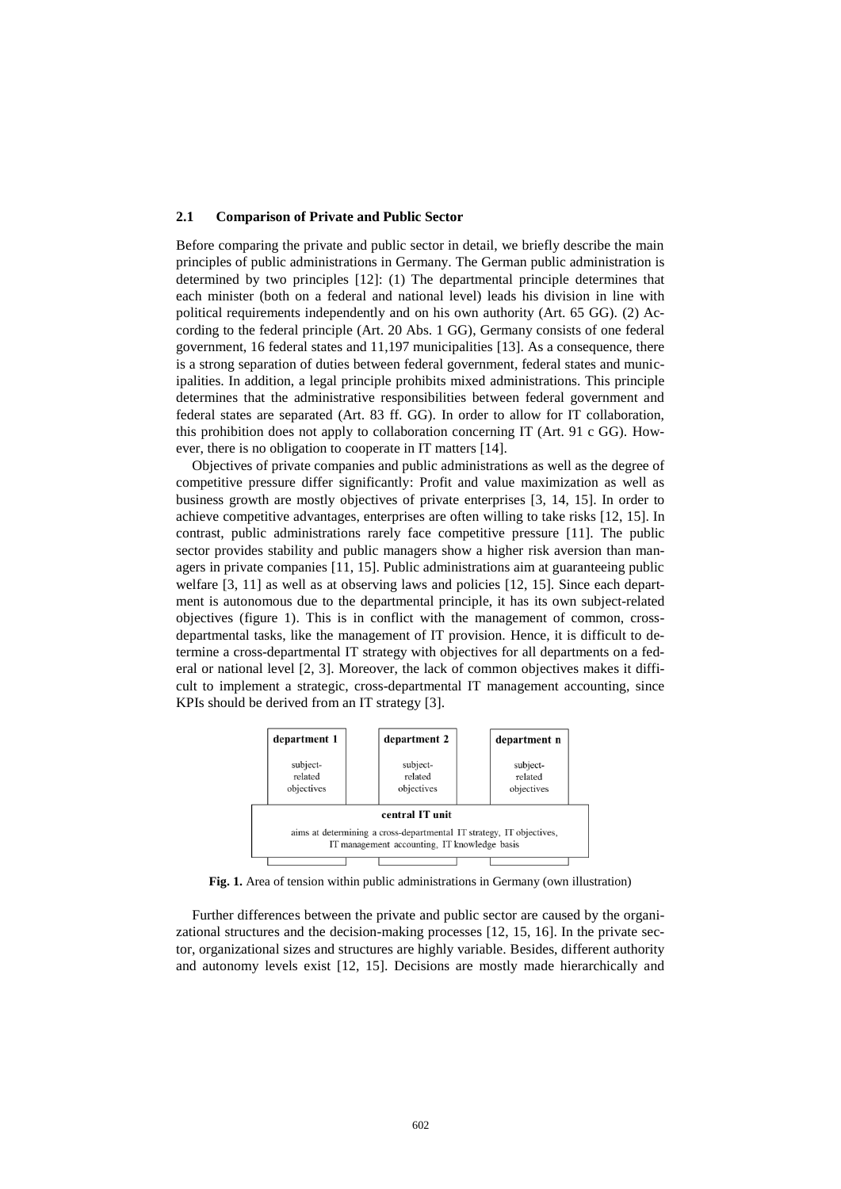### 2.1 Comparison of Private and Public Sector

Before comparing the private and public sector in detail, we briefly describe the main principles of public administrations in Germany. The German public administration is determined by two principles [12]: (1) The departmental principle determines that each minister (both on a federal and national level) leads his division in line with political requirements independently and on his own authority (Art. 65 GG). (2) According to the federal principle (Art. 20 Abs. 1 GG), Germany consists of one federal government, 16 federal states and 11,197 municipalities [13]. As a consequence, there is a strong separation of duties between federal government, federal states and municipalities. In addition, a legal principle prohibits mixed administrations. This principle determines that the administrative responsibilities between federal government and federal states are separated (Art. 83 ff. GG). In order to allow for IT collaboration, this prohibition does not apply to collaboration concerning IT (Art. 91 c GG). However, there is no obligation to cooperate in IT matters [14].

Objectives of private companies and public administrations as well as the degree of competitive pressure differ significantly: Profit and value maximization as well as business growth are mostly objectives of private enterprises [3, 14, 15]. In order to achieve competitive advantages, enterprises are often willing to take risks [12, 15]. In contrast, public administrations rarely face competitive pressure [11]. The public sector provides stability and public managers show a higher risk aversion than managers in private companies [11, 15]. Public administrations aim at guaranteeing public welfare [3, 11] as well as at observing laws and policies [12, 15]. Since each department is autonomous due to the departmental principle, it has its own subject-related objectives (figure 1). This is in conflict with the management of common, cross-departmental tasks, like the management of IT provision. Hence, it is difficult to determine a cross-departmental IT strategy with objectives for all departments on a federal or national level [2, 3]. Moreover, the lack of common objectives makes it difficult to implement a strategic, cross-departmental IT management accounting, since KPIs should be derived from an IT strategy [3].

**Fig. 1.** Area of tension within public administrations in Germany (own illustration)

Further differences between the private and public sector are caused by the organizational structures and the decision-making processes [12, 15, 16]. In the private sector, organizational sizes and structures are highly variable. Besides, different authority and autonomy levels exist [12, 15]. Decisions are mostly made hierarchically and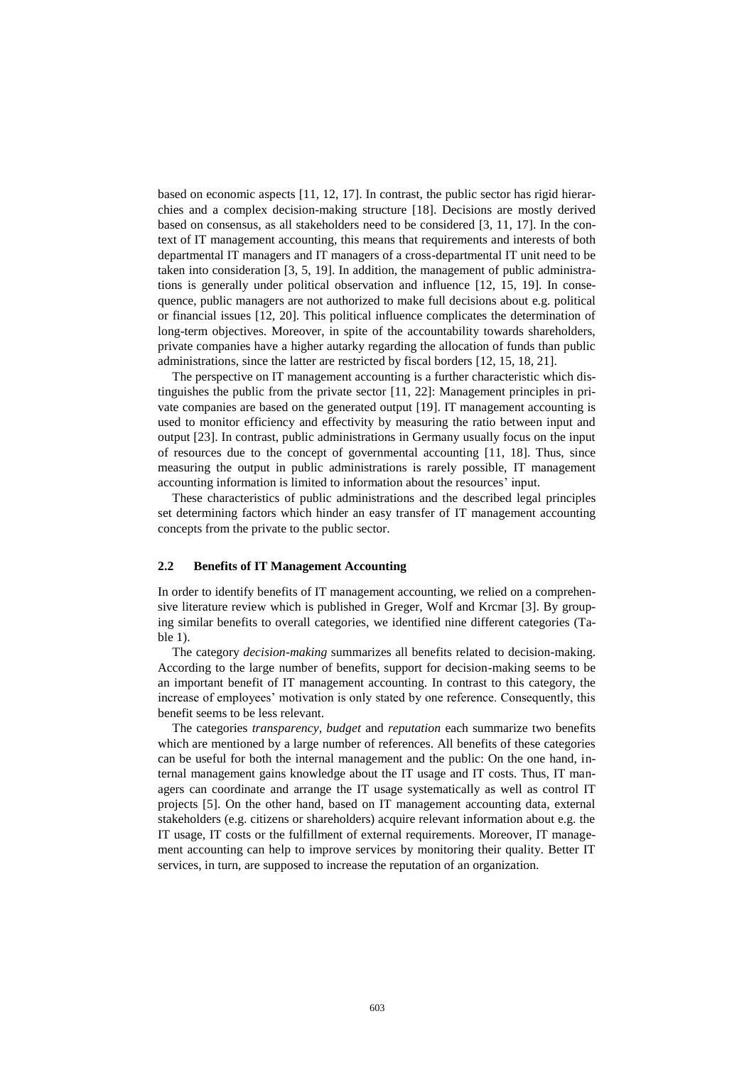based on economic aspects [11, 12, 17]. In contrast, the public sector has rigid hierarchies and a complex decision-making structure [18]. Decisions are mostly derived based on consensus, as all stakeholders need to be considered [3, 11, 17]. In the context of IT management accounting, this means that requirements and interests of both departmental IT managers and IT managers of a cross-departmental IT unit need to be taken into consideration [3, 5, 19]. In addition, the management of public administrations is generally under political observation and influence [12, 15, 19]. In consequence, public managers are not authorized to make full decisions about e.g. political or financial issues [12, 20]. This political influence complicates the determination of long-term objectives. Moreover, in spite of the accountability towards shareholders, private companies have a higher autarky regarding the allocation of funds than public administrations, since the latter are restricted by fiscal borders [12, 15, 18, 21].

The perspective on IT management accounting is a further characteristic which distinguishes the public from the private sector [11, 22]: Management principles in private companies are based on the generated output [19]. IT management accounting is used to monitor efficiency and effectivity by measuring the ratio between input and output [23]. In contrast, public administrations in Germany usually focus on the input of resources due to the concept of governmental accounting [11, 18]. Thus, since measuring the output in public administrations is rarely possible, IT management accounting information is limited to information about the resources' input.

These characteristics of public administrations and the described legal principles set determining factors which hinder an easy transfer of IT management accounting concepts from the private to the public sector.

### 2.2 Benefits of IT Management Accounting

In order to identify benefits of IT management accounting, we relied on a comprehensive literature review which is published in Greger, Wolf and Krcmar [3]. By grouping similar benefits to overall categories, we identified nine different categories (Table 1).

The category *decision-making* summarizes all benefits related to decision-making. According to the large number of benefits, support for decision-making seems to be an important benefit of IT management accounting. In contrast to this category, the increase of employees' motivation is only stated by one reference. Consequently, this benefit seems to be less relevant.

The categories *transparency*, *budget* and *reputation* each summarize two benefits which are mentioned by a large number of references. All benefits of these categories can be useful for both the internal management and the public: On the one hand, internal management gains knowledge about the IT usage and IT costs. Thus, IT managers can coordinate and arrange the IT usage systematically as well as control IT projects [5]. On the other hand, based on IT management accounting data, external stakeholders (e.g. citizens or shareholders) acquire relevant information about e.g. the IT usage, IT costs or the fulfillment of external requirements. Moreover, IT management accounting can help to improve services by monitoring their quality. Better IT services, in turn, are supposed to increase the reputation of an organization.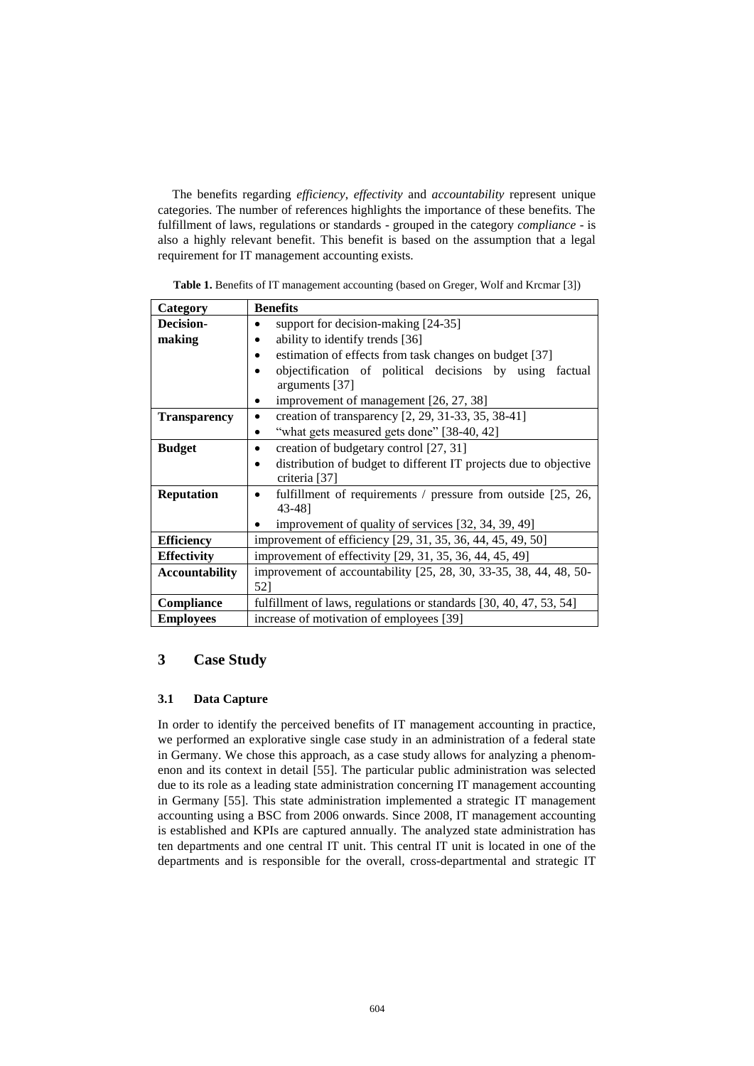The benefits regarding *efficiency*, *effectivity* and *accountability* represent unique categories. The number of references highlights the importance of these benefits. The fulfillment of laws, regulations or standards - grouped in the category *compliance* - is also a highly relevant benefit. This benefit is based on the assumption that a legal requirement for IT management accounting exists.

**Table 1.** Benefits of IT management accounting (based on Greger, Wolf and Krcmar [3])

| Category | Benefits |
|---|---|
| **Decision-making** | • support for decision-making [24-35]<br>• ability to identify trends [36]<br>• estimation of effects from task changes on budget [37]<br>• objectification of political decisions by using factual arguments [37]<br>• improvement of management [26, 27, 38] |
| **Transparency** | • creation of transparency [2, 29, 31-33, 35, 38-41]<br>• "what gets measured gets done" [38-40, 42] |
| **Budget** | • creation of budgetary control [27, 31]<br>• distribution of budget to different IT projects due to objective criteria [37] |
| **Reputation** | • fulfillment of requirements / pressure from outside [25, 26, 43-48]<br>• improvement of quality of services [32, 34, 39, 49] |
| **Efficiency** | improvement of efficiency [29, 31, 35, 36, 44, 45, 49, 50] |
| **Effectivity** | improvement of effectivity [29, 31, 35, 36, 44, 45, 49] |
| **Accountability** | improvement of accountability [25, 28, 30, 33-35, 38, 44, 48, 50-52] |
| **Compliance** | fulfillment of laws, regulations or standards [30, 40, 47, 53, 54] |
| **Employees** | increase of motivation of employees [39] |

## 3 Case Study

### 3.1 Data Capture

In order to identify the perceived benefits of IT management accounting in practice, we performed an explorative single case study in an administration of a federal state in Germany. We chose this approach, as a case study allows for analyzing a phenomenon and its context in detail [55]. The particular public administration was selected due to its role as a leading state administration concerning IT management accounting in Germany [55]. This state administration implemented a strategic IT management accounting using a BSC from 2006 onwards. Since 2008, IT management accounting is established and KPIs are captured annually. The analyzed state administration has ten departments and one central IT unit. This central IT unit is located in one of the departments and is responsible for the overall, cross-departmental and strategic IT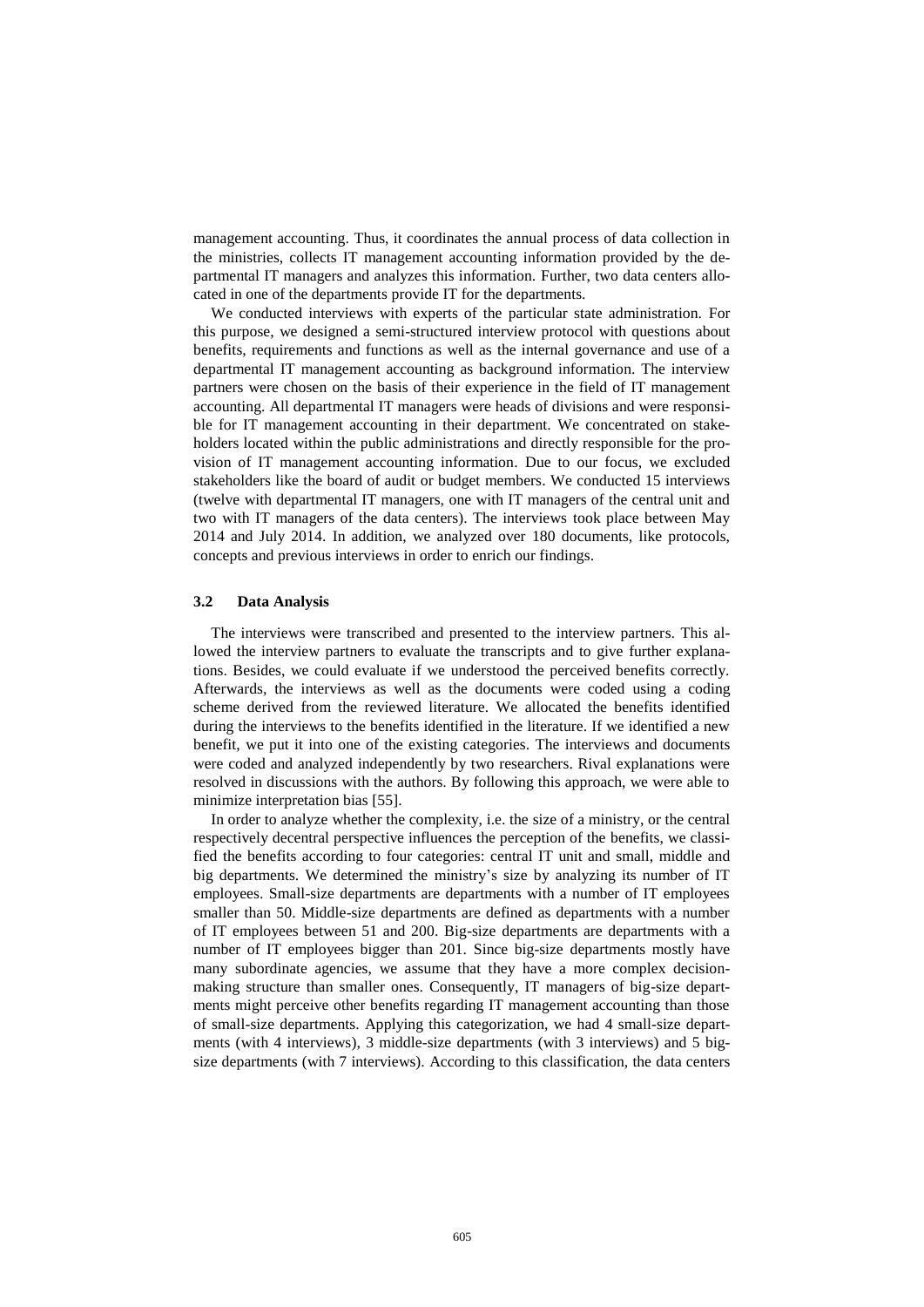management accounting. Thus, it coordinates the annual process of data collection in the ministries, collects IT management accounting information provided by the departmental IT managers and analyzes this information. Further, two data centers allocated in one of the departments provide IT for the departments.

We conducted interviews with experts of the particular state administration. For this purpose, we designed a semi-structured interview protocol with questions about benefits, requirements and functions as well as the internal governance and use of a departmental IT management accounting as background information. The interview partners were chosen on the basis of their experience in the field of IT management accounting. All departmental IT managers were heads of divisions and were responsible for IT management accounting in their department. We concentrated on stakeholders located within the public administrations and directly responsible for the provision of IT management accounting information. Due to our focus, we excluded stakeholders like the board of audit or budget members. We conducted 15 interviews (twelve with departmental IT managers, one with IT managers of the central unit and two with IT managers of the data centers). The interviews took place between May 2014 and July 2014. In addition, we analyzed over 180 documents, like protocols, concepts and previous interviews in order to enrich our findings.

### 3.2 Data Analysis

The interviews were transcribed and presented to the interview partners. This allowed the interview partners to evaluate the transcripts and to give further explanations. Besides, we could evaluate if we understood the perceived benefits correctly. Afterwards, the interviews as well as the documents were coded using a coding scheme derived from the reviewed literature. We allocated the benefits identified during the interviews to the benefits identified in the literature. If we identified a new benefit, we put it into one of the existing categories. The interviews and documents were coded and analyzed independently by two researchers. Rival explanations were resolved in discussions with the authors. By following this approach, we were able to minimize interpretation bias [55].

In order to analyze whether the complexity, i.e. the size of a ministry, or the central respectively decentral perspective influences the perception of the benefits, we classified the benefits according to four categories: central IT unit and small, middle and big departments. We determined the ministry's size by analyzing its number of IT employees. Small-size departments are departments with a number of IT employees smaller than 50. Middle-size departments are defined as departments with a number of IT employees between 51 and 200. Big-size departments are departments with a number of IT employees bigger than 201. Since big-size departments mostly have many subordinate agencies, we assume that they have a more complex decision-making structure than smaller ones. Consequently, IT managers of big-size departments might perceive other benefits regarding IT management accounting than those of small-size departments. Applying this categorization, we had 4 small-size departments (with 4 interviews), 3 middle-size departments (with 3 interviews) and 5 big-size departments (with 7 interviews). According to this classification, the data centers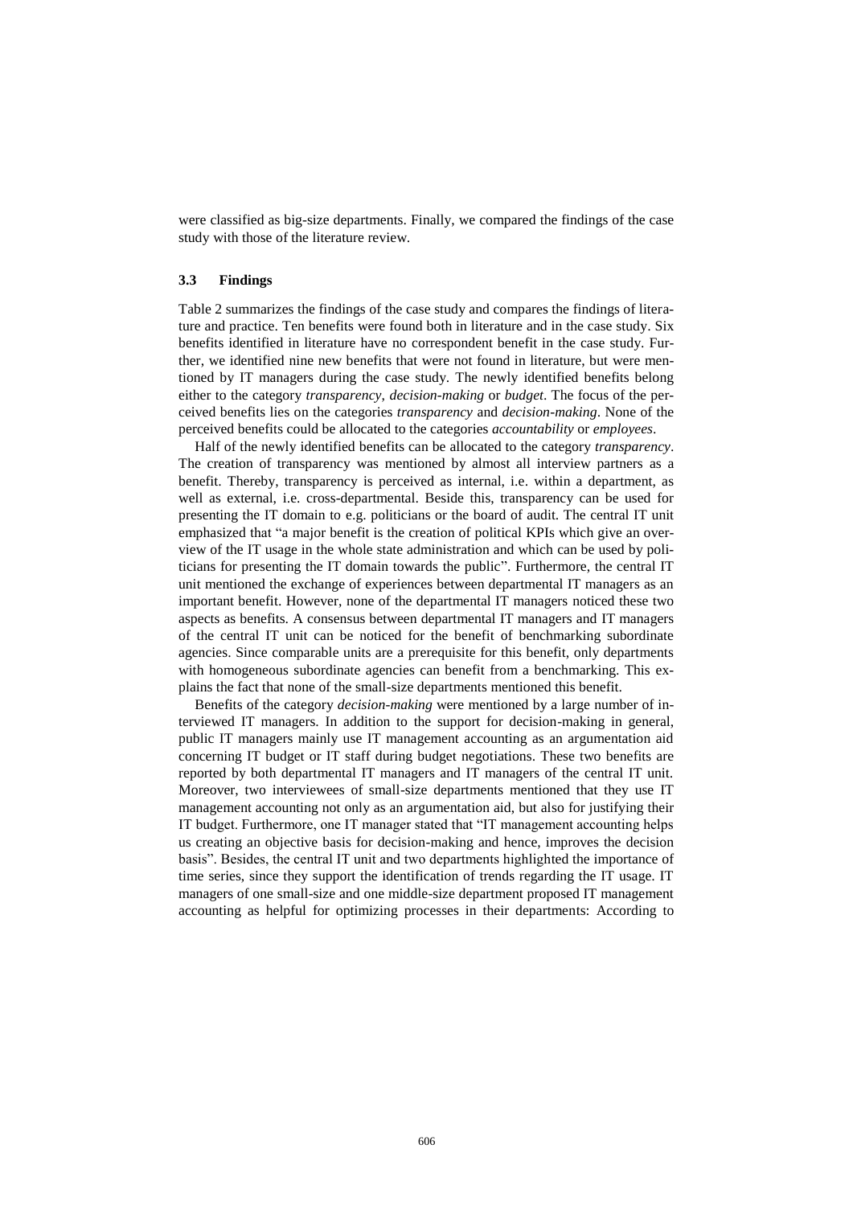were classified as big-size departments. Finally, we compared the findings of the case study with those of the literature review.

### 3.3 Findings

Table 2 summarizes the findings of the case study and compares the findings of literature and practice. Ten benefits were found both in literature and in the case study. Six benefits identified in literature have no correspondent benefit in the case study. Further, we identified nine new benefits that were not found in literature, but were mentioned by IT managers during the case study. The newly identified benefits belong either to the category *transparency*, *decision-making* or *budget*. The focus of the perceived benefits lies on the categories *transparency* and *decision-making*. None of the perceived benefits could be allocated to the categories *accountability* or *employees*.

Half of the newly identified benefits can be allocated to the category *transparency*. The creation of transparency was mentioned by almost all interview partners as a benefit. Thereby, transparency is perceived as internal, i.e. within a department, as well as external, i.e. cross-departmental. Beside this, transparency can be used for presenting the IT domain to e.g. politicians or the board of audit. The central IT unit emphasized that "a major benefit is the creation of political KPIs which give an overview of the IT usage in the whole state administration and which can be used by politicians for presenting the IT domain towards the public". Furthermore, the central IT unit mentioned the exchange of experiences between departmental IT managers as an important benefit. However, none of the departmental IT managers noticed these two aspects as benefits. A consensus between departmental IT managers and IT managers of the central IT unit can be noticed for the benefit of benchmarking subordinate agencies. Since comparable units are a prerequisite for this benefit, only departments with homogeneous subordinate agencies can benefit from a benchmarking. This explains the fact that none of the small-size departments mentioned this benefit.

Benefits of the category *decision-making* were mentioned by a large number of interviewed IT managers. In addition to the support for decision-making in general, public IT managers mainly use IT management accounting as an argumentation aid concerning IT budget or IT staff during budget negotiations. These two benefits are reported by both departmental IT managers and IT managers of the central IT unit. Moreover, two interviewees of small-size departments mentioned that they use IT management accounting not only as an argumentation aid, but also for justifying their IT budget. Furthermore, one IT manager stated that "IT management accounting helps us creating an objective basis for decision-making and hence, improves the decision basis". Besides, the central IT unit and two departments highlighted the importance of time series, since they support the identification of trends regarding the IT usage. IT managers of one small-size and one middle-size department proposed IT management accounting as helpful for optimizing processes in their departments: According to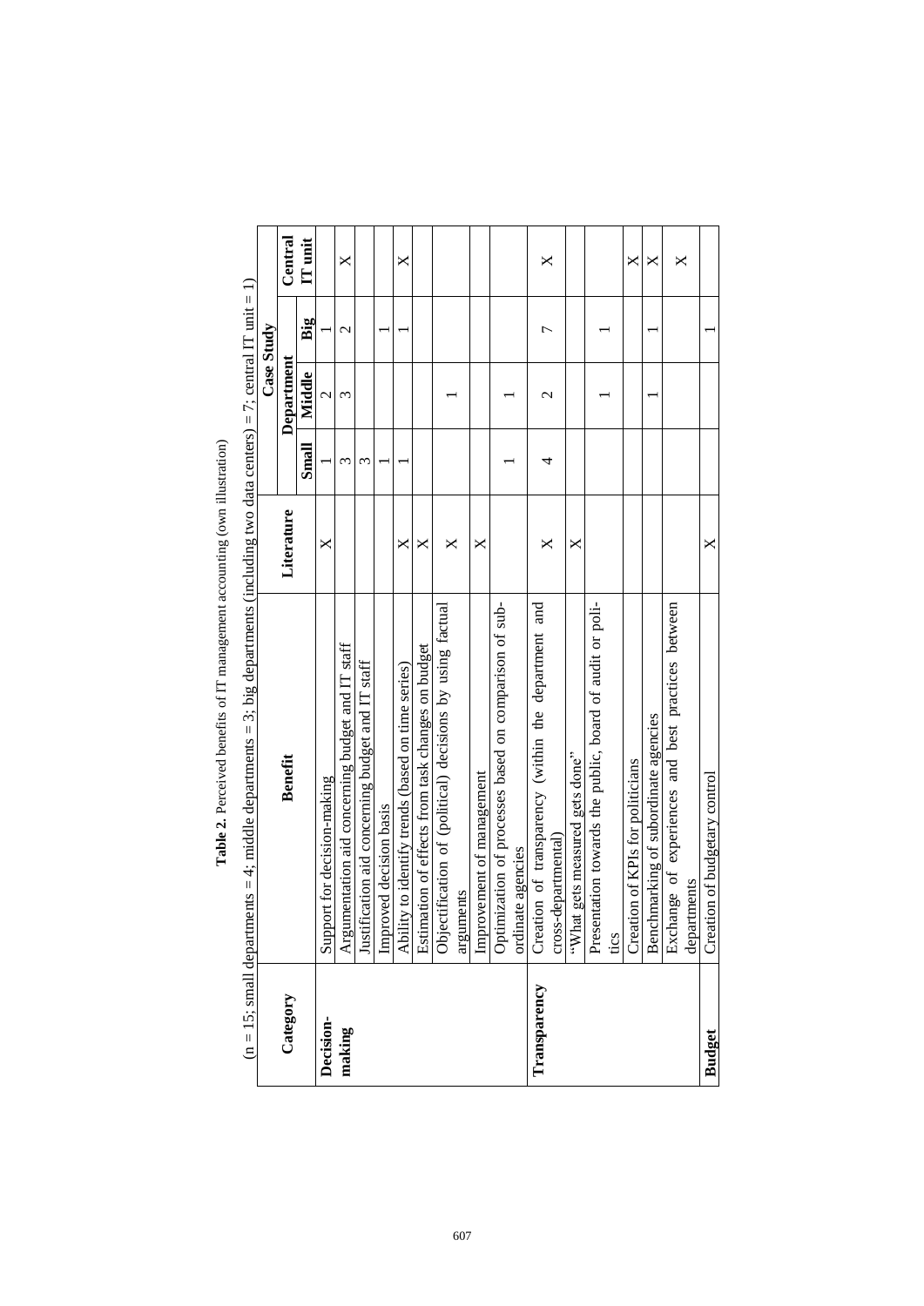**Table 2.** Perceived benefits of IT management accounting (own illustration)

(n = 15; small departments = 4; middle departments = 3; big departments (including two data centers) = 7; central IT unit = 1)

| Category | Benefit | Literature | Case Study | | | |
|---|---|---|---|---|---|---|
| | | | Department | | | Central IT unit |
| | | | Small | Middle | Big | |
| Decision-making | Support for decision-making | X | 1 | 2 | 1 | |
| | Argumentation aid concerning budget and IT staff | | 3 | 3 | 2 | X |
| | Justification aid concerning budget and IT staff | | 3 | | | |
| | Improved decision basis | | 1 | | 1 | |
| | Ability to identify trends (based on time series) | X | 1 | | 1 | X |
| | Estimation of effects from task changes on budget | X | | | | |
| | Objectification of (political) decisions by using factual arguments | X | | 1 | | |
| | Improvement of management | X | | | | |
| | Optimization of processes based on comparison of subordinate agencies | | 1 | 1 | | |
| Transparency | Creation of transparency (within the department and cross-departmental) | X | 4 | 2 | 7 | X |
| | "What gets measured gets done" | X | | | | |
| | Presentation towards the public, board of audit or politics | | | 1 | 1 | |
| | Creation of KPIs for politicians | | | | | X |
| | Benchmarking of subordinate agencies | | | 1 | 1 | X |
| | Exchange of experiences and best practices between departments | | | | | X |
| Budget | Creation of budgetary control | X | | | 1 | |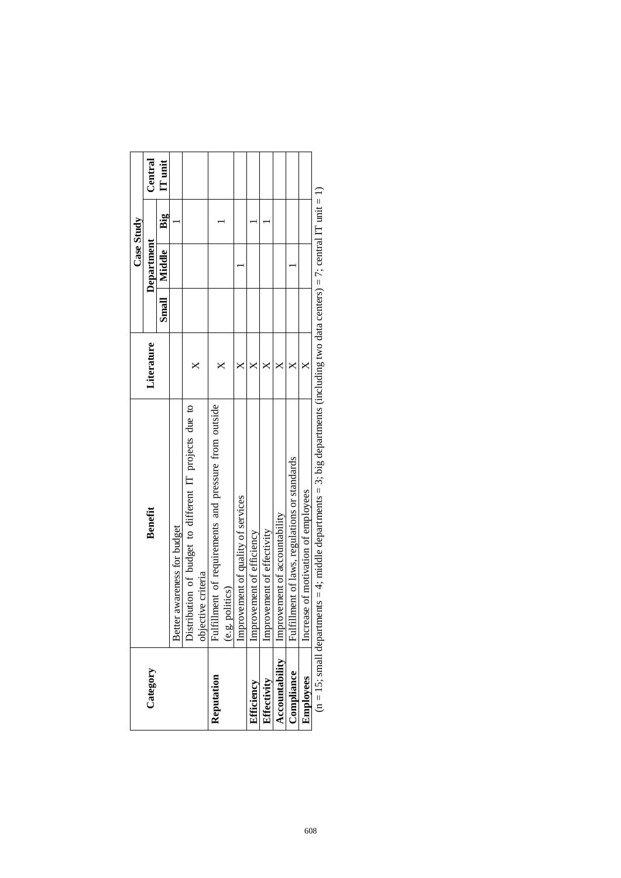| Category | Benefit | Literature | Case Study | | | |
|---|---|---|---|---|---|---|
| | | | Department | | | Central IT unit |
| | | | Small | Middle | Big | |
| | Better awareness for budget | | | | 1 | |
| | Distribution of budget to different IT projects due to objective criteria | X | | | | |
| **Reputation** | Fulfillment of requirements and pressure from outside (e.g. politics) | X | | | 1 | |
| | Improvement of quality of services | X | | 1 | | |
| **Efficiency** | Improvement of efficiency | X | | | 1 | |
| **Effectivity** | Improvement of effectivity | X | | | 1 | |
| **Accountability** | Improvement of accountability | X | | | | |
| **Compliance** | Fulfillment of laws, regulations or standards | X | | 1 | | |
| **Employees** | Increase of motivation of employees | X | | | | |

(n = 15; small departments = 4; middle departments = 3; big departments (including two data centers) = 7; central IT unit = 1)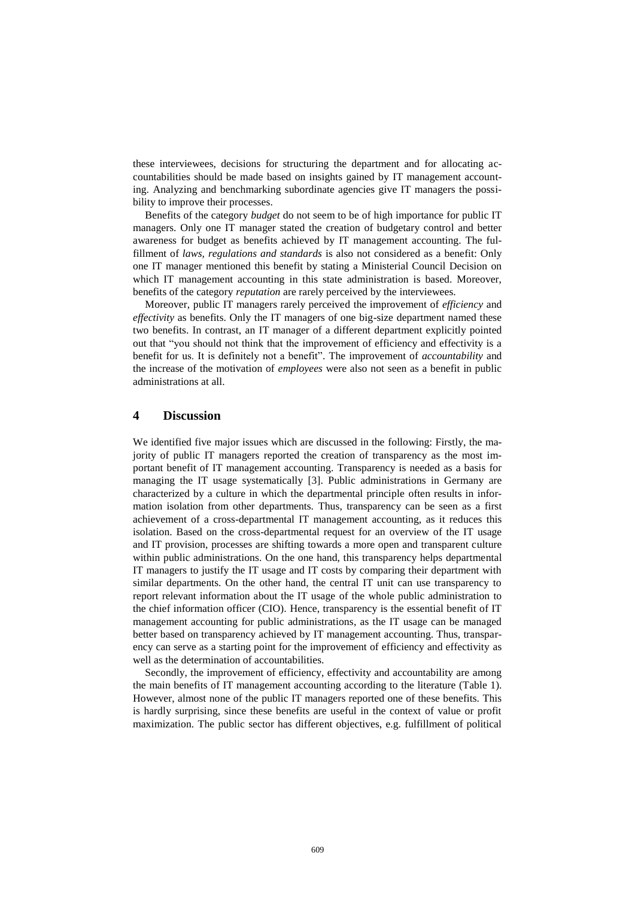these interviewees, decisions for structuring the department and for allocating accountabilities should be made based on insights gained by IT management accounting. Analyzing and benchmarking subordinate agencies give IT managers the possibility to improve their processes.

Benefits of the category *budget* do not seem to be of high importance for public IT managers. Only one IT manager stated the creation of budgetary control and better awareness for budget as benefits achieved by IT management accounting. The fulfillment of *laws, regulations and standards* is also not considered as a benefit: Only one IT manager mentioned this benefit by stating a Ministerial Council Decision on which IT management accounting in this state administration is based. Moreover, benefits of the category *reputation* are rarely perceived by the interviewees.

Moreover, public IT managers rarely perceived the improvement of *efficiency* and *effectivity* as benefits. Only the IT managers of one big-size department named these two benefits. In contrast, an IT manager of a different department explicitly pointed out that "you should not think that the improvement of efficiency and effectivity is a benefit for us. It is definitely not a benefit". The improvement of *accountability* and the increase of the motivation of *employees* were also not seen as a benefit in public administrations at all.

## 4 Discussion

We identified five major issues which are discussed in the following: Firstly, the majority of public IT managers reported the creation of transparency as the most important benefit of IT management accounting. Transparency is needed as a basis for managing the IT usage systematically [3]. Public administrations in Germany are characterized by a culture in which the departmental principle often results in information isolation from other departments. Thus, transparency can be seen as a first achievement of a cross-departmental IT management accounting, as it reduces this isolation. Based on the cross-departmental request for an overview of the IT usage and IT provision, processes are shifting towards a more open and transparent culture within public administrations. On the one hand, this transparency helps departmental IT managers to justify the IT usage and IT costs by comparing their department with similar departments. On the other hand, the central IT unit can use transparency to report relevant information about the IT usage of the whole public administration to the chief information officer (CIO). Hence, transparency is the essential benefit of IT management accounting for public administrations, as the IT usage can be managed better based on transparency achieved by IT management accounting. Thus, transparency can serve as a starting point for the improvement of efficiency and effectivity as well as the determination of accountabilities.

Secondly, the improvement of efficiency, effectivity and accountability are among the main benefits of IT management accounting according to the literature (Table 1). However, almost none of the public IT managers reported one of these benefits. This is hardly surprising, since these benefits are useful in the context of value or profit maximization. The public sector has different objectives, e.g. fulfillment of political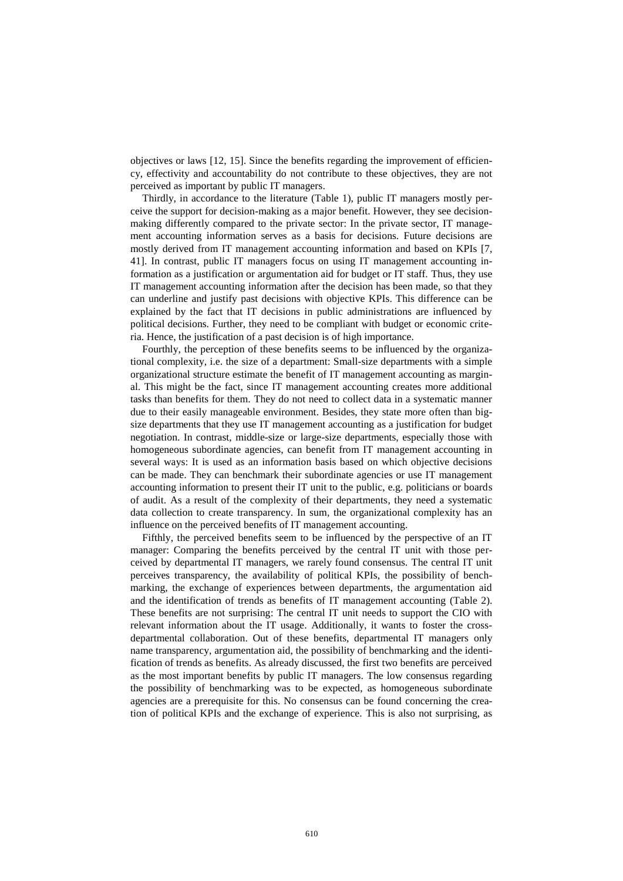objectives or laws [12, 15]. Since the benefits regarding the improvement of efficiency, effectivity and accountability do not contribute to these objectives, they are not perceived as important by public IT managers.

Thirdly, in accordance to the literature (Table 1), public IT managers mostly perceive the support for decision-making as a major benefit. However, they see decision-making differently compared to the private sector: In the private sector, IT management accounting information serves as a basis for decisions. Future decisions are mostly derived from IT management accounting information and based on KPIs [7, 41]. In contrast, public IT managers focus on using IT management accounting information as a justification or argumentation aid for budget or IT staff. Thus, they use IT management accounting information after the decision has been made, so that they can underline and justify past decisions with objective KPIs. This difference can be explained by the fact that IT decisions in public administrations are influenced by political decisions. Further, they need to be compliant with budget or economic criteria. Hence, the justification of a past decision is of high importance.

Fourthly, the perception of these benefits seems to be influenced by the organizational complexity, i.e. the size of a department: Small-size departments with a simple organizational structure estimate the benefit of IT management accounting as marginal. This might be the fact, since IT management accounting creates more additional tasks than benefits for them. They do not need to collect data in a systematic manner due to their easily manageable environment. Besides, they state more often than big-size departments that they use IT management accounting as a justification for budget negotiation. In contrast, middle-size or large-size departments, especially those with homogeneous subordinate agencies, can benefit from IT management accounting in several ways: It is used as an information basis based on which objective decisions can be made. They can benchmark their subordinate agencies or use IT management accounting information to present their IT unit to the public, e.g. politicians or boards of audit. As a result of the complexity of their departments, they need a systematic data collection to create transparency. In sum, the organizational complexity has an influence on the perceived benefits of IT management accounting.

Fifthly, the perceived benefits seem to be influenced by the perspective of an IT manager: Comparing the benefits perceived by the central IT unit with those perceived by departmental IT managers, we rarely found consensus. The central IT unit perceives transparency, the availability of political KPIs, the possibility of benchmarking, the exchange of experiences between departments, the argumentation aid and the identification of trends as benefits of IT management accounting (Table 2). These benefits are not surprising: The central IT unit needs to support the CIO with relevant information about the IT usage. Additionally, it wants to foster the cross-departmental collaboration. Out of these benefits, departmental IT managers only name transparency, argumentation aid, the possibility of benchmarking and the identification of trends as benefits. As already discussed, the first two benefits are perceived as the most important benefits by public IT managers. The low consensus regarding the possibility of benchmarking was to be expected, as homogeneous subordinate agencies are a prerequisite for this. No consensus can be found concerning the creation of political KPIs and the exchange of experience. This is also not surprising, as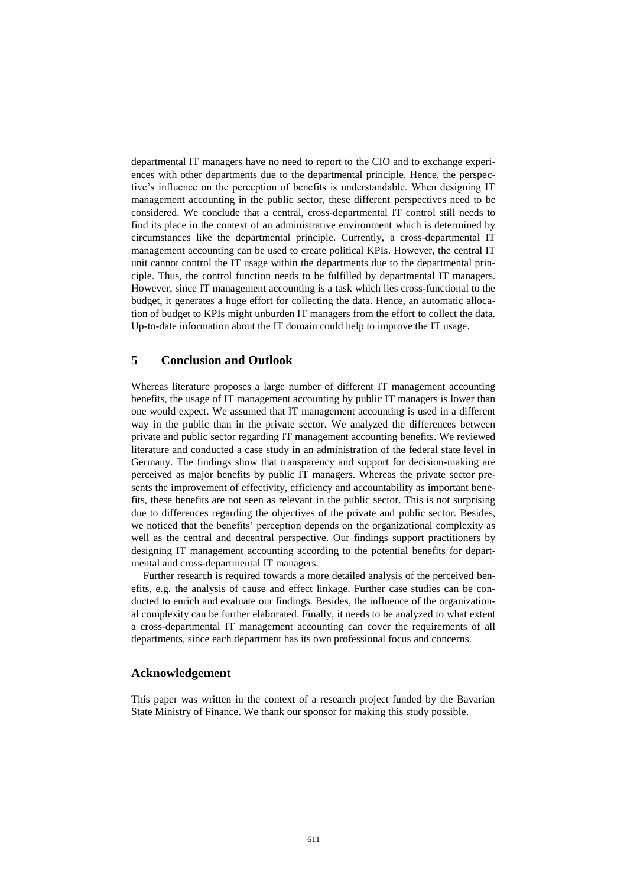departmental IT managers have no need to report to the CIO and to exchange experiences with other departments due to the departmental principle. Hence, the perspective's influence on the perception of benefits is understandable. When designing IT management accounting in the public sector, these different perspectives need to be considered. We conclude that a central, cross-departmental IT control still needs to find its place in the context of an administrative environment which is determined by circumstances like the departmental principle. Currently, a cross-departmental IT management accounting can be used to create political KPIs. However, the central IT unit cannot control the IT usage within the departments due to the departmental principle. Thus, the control function needs to be fulfilled by departmental IT managers. However, since IT management accounting is a task which lies cross-functional to the budget, it generates a huge effort for collecting the data. Hence, an automatic allocation of budget to KPIs might unburden IT managers from the effort to collect the data. Up-to-date information about the IT domain could help to improve the IT usage.

## 5 Conclusion and Outlook

Whereas literature proposes a large number of different IT management accounting benefits, the usage of IT management accounting by public IT managers is lower than one would expect. We assumed that IT management accounting is used in a different way in the public than in the private sector. We analyzed the differences between private and public sector regarding IT management accounting benefits. We reviewed literature and conducted a case study in an administration of the federal state level in Germany. The findings show that transparency and support for decision-making are perceived as major benefits by public IT managers. Whereas the private sector presents the improvement of effectivity, efficiency and accountability as important benefits, these benefits are not seen as relevant in the public sector. This is not surprising due to differences regarding the objectives of the private and public sector. Besides, we noticed that the benefits' perception depends on the organizational complexity as well as the central and decentral perspective. Our findings support practitioners by designing IT management accounting according to the potential benefits for departmental and cross-departmental IT managers.

Further research is required towards a more detailed analysis of the perceived benefits, e.g. the analysis of cause and effect linkage. Further case studies can be conducted to enrich and evaluate our findings. Besides, the influence of the organizational complexity can be further elaborated. Finally, it needs to be analyzed to what extent a cross-departmental IT management accounting can cover the requirements of all departments, since each department has its own professional focus and concerns.

## Acknowledgement

This paper was written in the context of a research project funded by the Bavarian State Ministry of Finance. We thank our sponsor for making this study possible.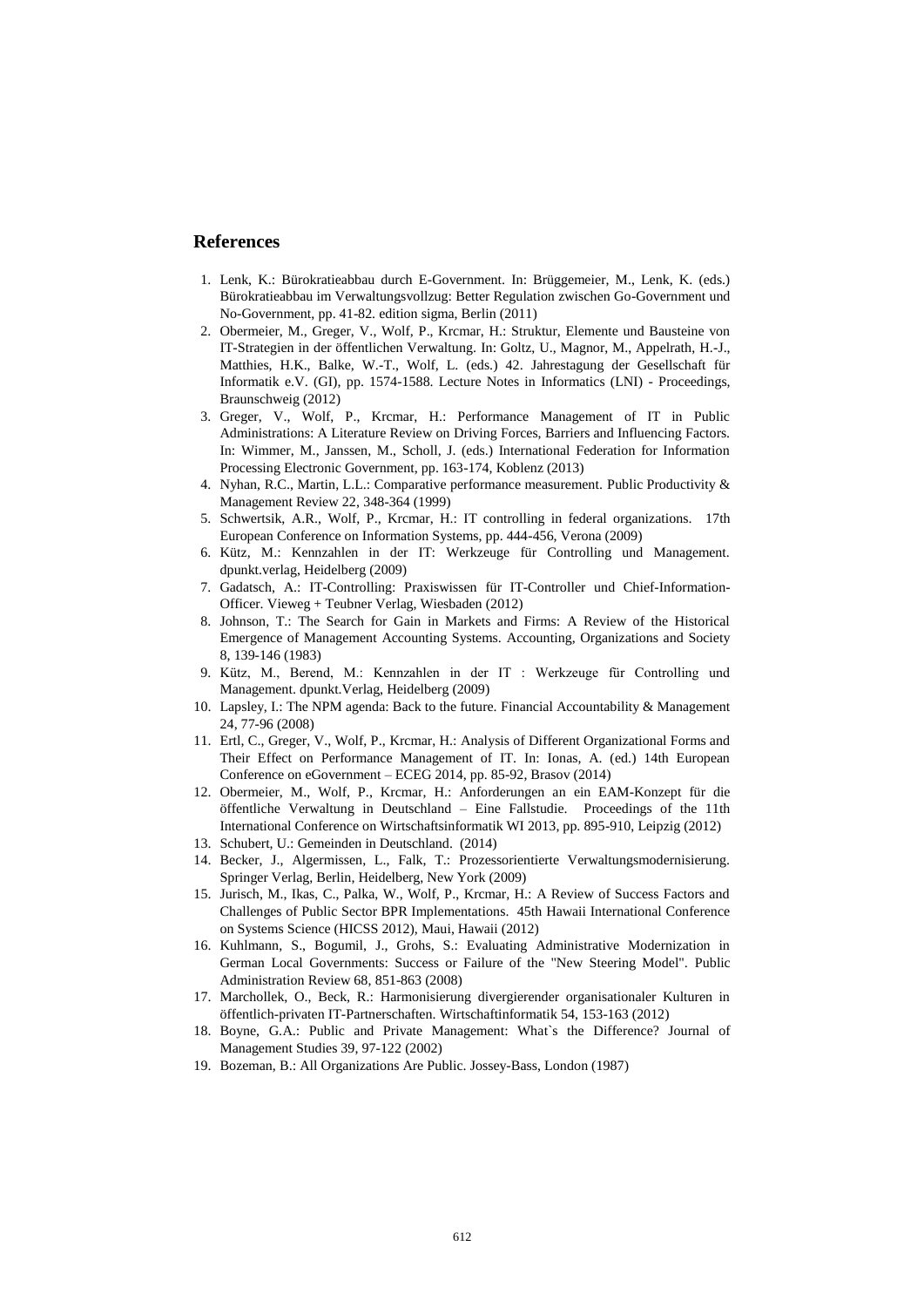## References

1. Lenk, K.: Bürokratieabbau durch E-Government. In: Brüggemeier, M., Lenk, K. (eds.) Bürokratieabbau im Verwaltungsvollzug: Better Regulation zwischen Go-Government und No-Government, pp. 41-82. edition sigma, Berlin (2011)
2. Obermeier, M., Greger, V., Wolf, P., Krcmar, H.: Struktur, Elemente und Bausteine von IT-Strategien in der öffentlichen Verwaltung. In: Goltz, U., Magnor, M., Appelrath, H.-J., Matthies, H.K., Balke, W.-T., Wolf, L. (eds.) 42. Jahrestagung der Gesellschaft für Informatik e.V. (GI), pp. 1574-1588. Lecture Notes in Informatics (LNI) - Proceedings, Braunschweig (2012)
3. Greger, V., Wolf, P., Krcmar, H.: Performance Management of IT in Public Administrations: A Literature Review on Driving Forces, Barriers and Influencing Factors. In: Wimmer, M., Janssen, M., Scholl, J. (eds.) International Federation for Information Processing Electronic Government, pp. 163-174, Koblenz (2013)
4. Nyhan, R.C., Martin, L.L.: Comparative performance measurement. Public Productivity & Management Review 22, 348-364 (1999)
5. Schwertsik, A.R., Wolf, P., Krcmar, H.: IT controlling in federal organizations. 17th European Conference on Information Systems, pp. 444-456, Verona (2009)
6. Kütz, M.: Kennzahlen in der IT: Werkzeuge für Controlling und Management. dpunkt.verlag, Heidelberg (2009)
7. Gadatsch, A.: IT-Controlling: Praxiswissen für IT-Controller und Chief-Information-Officer. Vieweg + Teubner Verlag, Wiesbaden (2012)
8. Johnson, T.: The Search for Gain in Markets and Firms: A Review of the Historical Emergence of Management Accounting Systems. Accounting, Organizations and Society 8, 139-146 (1983)
9. Kütz, M., Berend, M.: Kennzahlen in der IT : Werkzeuge für Controlling und Management. dpunkt.Verlag, Heidelberg (2009)
10. Lapsley, I.: The NPM agenda: Back to the future. Financial Accountability & Management 24, 77-96 (2008)
11. Ertl, C., Greger, V., Wolf, P., Krcmar, H.: Analysis of Different Organizational Forms and Their Effect on Performance Management of IT. In: Ionas, A. (ed.) 14th European Conference on eGovernment – ECEG 2014, pp. 85-92, Brasov (2014)
12. Obermeier, M., Wolf, P., Krcmar, H.: Anforderungen an ein EAM-Konzept für die öffentliche Verwaltung in Deutschland – Eine Fallstudie. Proceedings of the 11th International Conference on Wirtschaftsinformatik WI 2013, pp. 895-910, Leipzig (2012)
13. Schubert, U.: Gemeinden in Deutschland. (2014)
14. Becker, J., Algermissen, L., Falk, T.: Prozessorientierte Verwaltungsmodernisierung. Springer Verlag, Berlin, Heidelberg, New York (2009)
15. Jurisch, M., Ikas, C., Palka, W., Wolf, P., Krcmar, H.: A Review of Success Factors and Challenges of Public Sector BPR Implementations. 45th Hawaii International Conference on Systems Science (HICSS 2012), Maui, Hawaii (2012)
16. Kuhlmann, S., Bogumil, J., Grohs, S.: Evaluating Administrative Modernization in German Local Governments: Success or Failure of the "New Steering Model". Public Administration Review 68, 851-863 (2008)
17. Marchollek, O., Beck, R.: Harmonisierung divergierender organisationaler Kulturen in öffentlich-privaten IT-Partnerschaften. Wirtschaftinformatik 54, 153-163 (2012)
18. Boyne, G.A.: Public and Private Management: What`s the Difference? Journal of Management Studies 39, 97-122 (2002)
19. Bozeman, B.: All Organizations Are Public. Jossey-Bass, London (1987)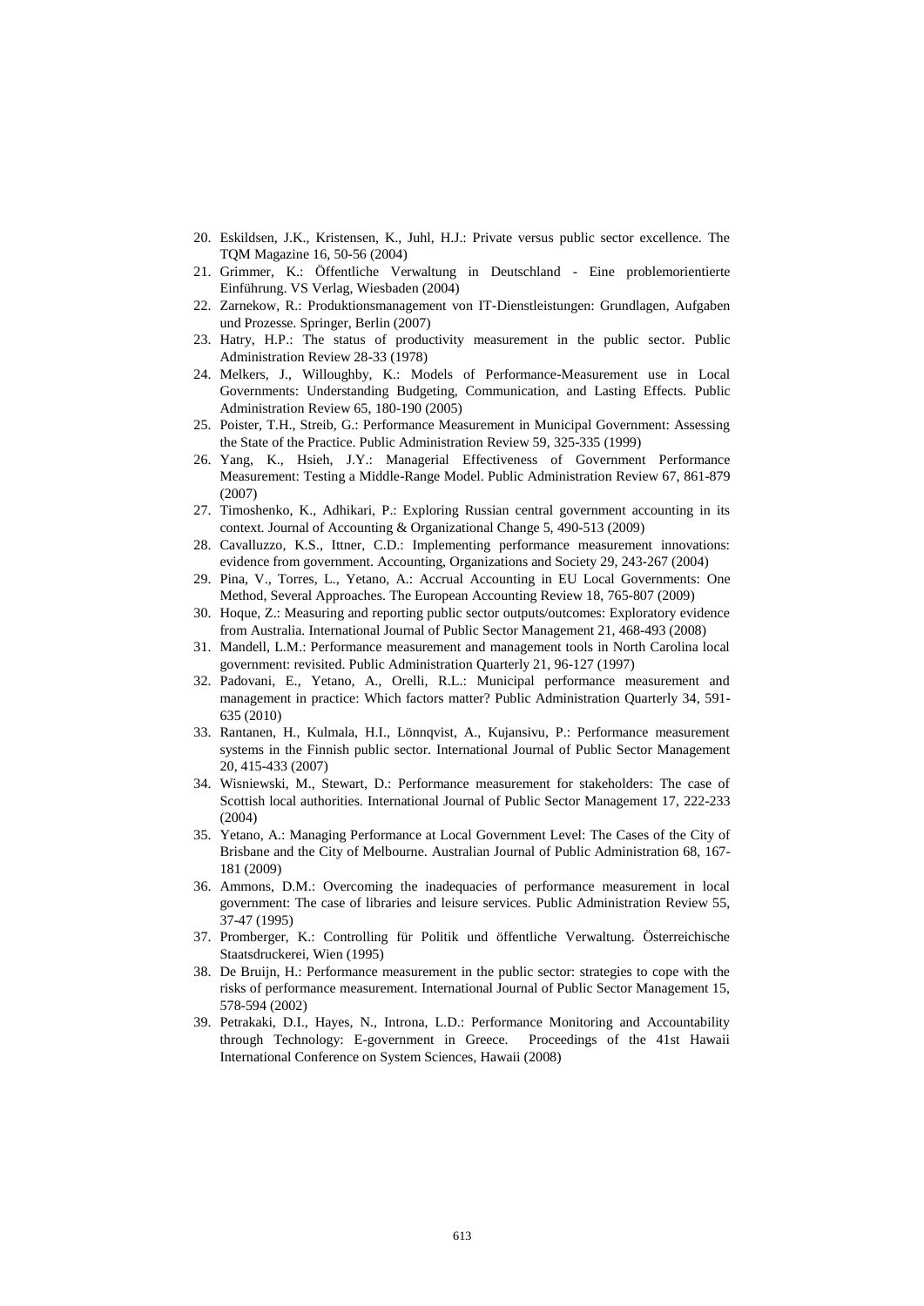20. Eskildsen, J.K., Kristensen, K., Juhl, H.J.: Private versus public sector excellence. The TQM Magazine 16, 50-56 (2004)
21. Grimmer, K.: Öffentliche Verwaltung in Deutschland - Eine problemorientierte Einführung. VS Verlag, Wiesbaden (2004)
22. Zarnekow, R.: Produktionsmanagement von IT-Dienstleistungen: Grundlagen, Aufgaben und Prozesse. Springer, Berlin (2007)
23. Hatry, H.P.: The status of productivity measurement in the public sector. Public Administration Review 28-33 (1978)
24. Melkers, J., Willoughby, K.: Models of Performance-Measurement use in Local Governments: Understanding Budgeting, Communication, and Lasting Effects. Public Administration Review 65, 180-190 (2005)
25. Poister, T.H., Streib, G.: Performance Measurement in Municipal Government: Assessing the State of the Practice. Public Administration Review 59, 325-335 (1999)
26. Yang, K., Hsieh, J.Y.: Managerial Effectiveness of Government Performance Measurement: Testing a Middle-Range Model. Public Administration Review 67, 861-879 (2007)
27. Timoshenko, K., Adhikari, P.: Exploring Russian central government accounting in its context. Journal of Accounting & Organizational Change 5, 490-513 (2009)
28. Cavalluzzo, K.S., Ittner, C.D.: Implementing performance measurement innovations: evidence from government. Accounting, Organizations and Society 29, 243-267 (2004)
29. Pina, V., Torres, L., Yetano, A.: Accrual Accounting in EU Local Governments: One Method, Several Approaches. The European Accounting Review 18, 765-807 (2009)
30. Hoque, Z.: Measuring and reporting public sector outputs/outcomes: Exploratory evidence from Australia. International Journal of Public Sector Management 21, 468-493 (2008)
31. Mandell, L.M.: Performance measurement and management tools in North Carolina local government: revisited. Public Administration Quarterly 21, 96-127 (1997)
32. Padovani, E., Yetano, A., Orelli, R.L.: Municipal performance measurement and management in practice: Which factors matter? Public Administration Quarterly 34, 591-635 (2010)
33. Rantanen, H., Kulmala, H.I., Lönnqvist, A., Kujansivu, P.: Performance measurement systems in the Finnish public sector. International Journal of Public Sector Management 20, 415-433 (2007)
34. Wisniewski, M., Stewart, D.: Performance measurement for stakeholders: The case of Scottish local authorities. International Journal of Public Sector Management 17, 222-233 (2004)
35. Yetano, A.: Managing Performance at Local Government Level: The Cases of the City of Brisbane and the City of Melbourne. Australian Journal of Public Administration 68, 167-181 (2009)
36. Ammons, D.M.: Overcoming the inadequacies of performance measurement in local government: The case of libraries and leisure services. Public Administration Review 55, 37-47 (1995)
37. Promberger, K.: Controlling für Politik und öffentliche Verwaltung. Österreichische Staatsdruckerei, Wien (1995)
38. De Bruijn, H.: Performance measurement in the public sector: strategies to cope with the risks of performance measurement. International Journal of Public Sector Management 15, 578-594 (2002)
39. Petrakaki, D.I., Hayes, N., Introna, L.D.: Performance Monitoring and Accountability through Technology: E-government in Greece. Proceedings of the 41st Hawaii International Conference on System Sciences, Hawaii (2008)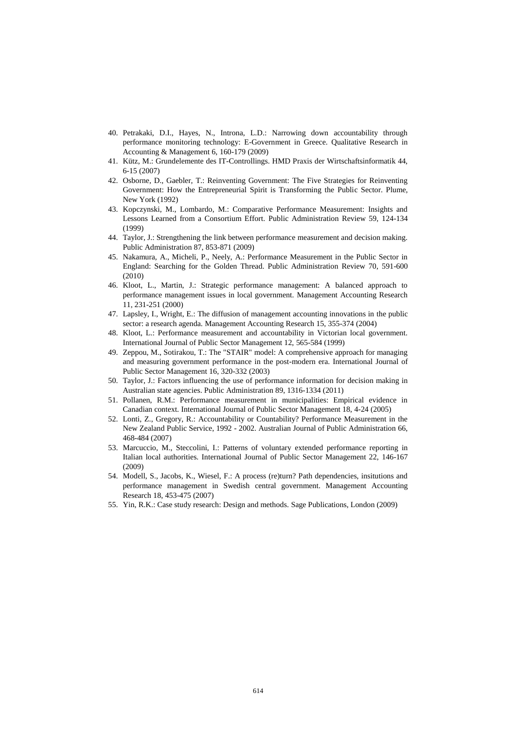40. Petrakaki, D.I., Hayes, N., Introna, L.D.: Narrowing down accountability through performance monitoring technology: E-Government in Greece. Qualitative Research in Accounting & Management 6, 160-179 (2009)
41. Kütz, M.: Grundelemente des IT-Controllings. HMD Praxis der Wirtschaftsinformatik 44, 6-15 (2007)
42. Osborne, D., Gaebler, T.: Reinventing Government: The Five Strategies for Reinventing Government: How the Entrepreneurial Spirit is Transforming the Public Sector. Plume, New York (1992)
43. Kopczynski, M., Lombardo, M.: Comparative Performance Measurement: Insights and Lessons Learned from a Consortium Effort. Public Administration Review 59, 124-134 (1999)
44. Taylor, J.: Strengthening the link between performance measurement and decision making. Public Administration 87, 853-871 (2009)
45. Nakamura, A., Micheli, P., Neely, A.: Performance Measurement in the Public Sector in England: Searching for the Golden Thread. Public Administration Review 70, 591-600 (2010)
46. Kloot, L., Martin, J.: Strategic performance management: A balanced approach to performance management issues in local government. Management Accounting Research 11, 231-251 (2000)
47. Lapsley, I., Wright, E.: The diffusion of management accounting innovations in the public sector: a research agenda. Management Accounting Research 15, 355-374 (2004)
48. Kloot, L.: Performance measurement and accountability in Victorian local government. International Journal of Public Sector Management 12, 565-584 (1999)
49. Zeppou, M., Sotirakou, T.: The "STAIR" model: A comprehensive approach for managing and measuring government performance in the post-modern era. International Journal of Public Sector Management 16, 320-332 (2003)
50. Taylor, J.: Factors influencing the use of performance information for decision making in Australian state agencies. Public Administration 89, 1316-1334 (2011)
51. Pollanen, R.M.: Performance measurement in municipalities: Empirical evidence in Canadian context. International Journal of Public Sector Management 18, 4-24 (2005)
52. Lonti, Z., Gregory, R.: Accountability or Countability? Performance Measurement in the New Zealand Public Service, 1992 - 2002. Australian Journal of Public Administration 66, 468-484 (2007)
53. Marcuccio, M., Steccolini, I.: Patterns of voluntary extended performance reporting in Italian local authorities. International Journal of Public Sector Management 22, 146-167 (2009)
54. Modell, S., Jacobs, K., Wiesel, F.: A process (re)turn? Path dependencies, insitutions and performance management in Swedish central government. Management Accounting Research 18, 453-475 (2007)
55. Yin, R.K.: Case study research: Design and methods. Sage Publications, London (2009)